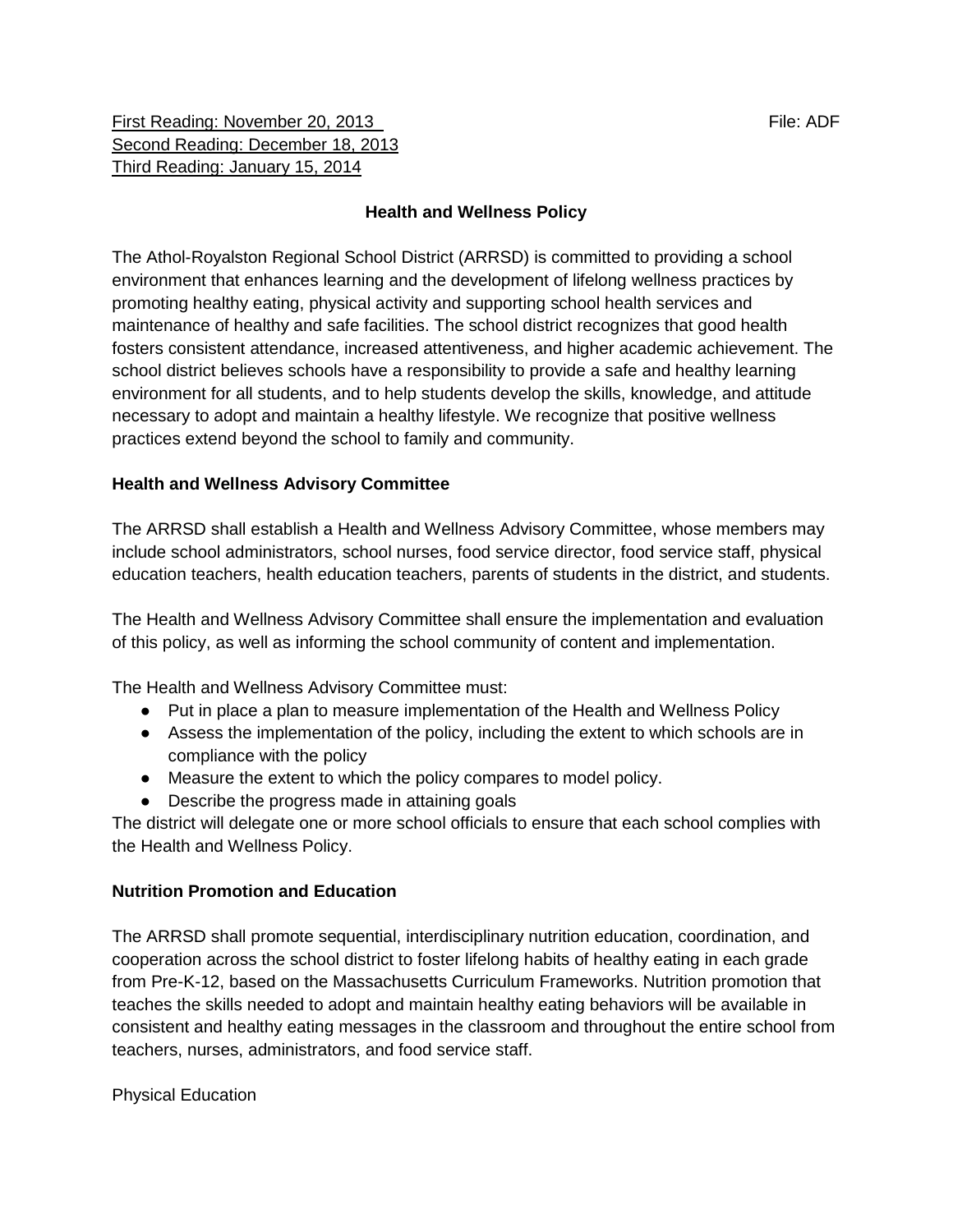First Reading: November 20, 2013
Second Reading: December 18, 2013
Third Reading: January 15, 2014

File: ADF

# Health and Wellness Policy

The Athol-Royalston Regional School District (ARRSD) is committed to providing a school environment that enhances learning and the development of lifelong wellness practices by promoting healthy eating, physical activity and supporting school health services and maintenance of healthy and safe facilities. The school district recognizes that good health fosters consistent attendance, increased attentiveness, and higher academic achievement. The school district believes schools have a responsibility to provide a safe and healthy learning environment for all students, and to help students develop the skills, knowledge, and attitude necessary to adopt and maintain a healthy lifestyle. We recognize that positive wellness practices extend beyond the school to family and community.

## Health and Wellness Advisory Committee

The ARRSD shall establish a Health and Wellness Advisory Committee, whose members may include school administrators, school nurses, food service director, food service staff, physical education teachers, health education teachers, parents of students in the district, and students.

The Health and Wellness Advisory Committee shall ensure the implementation and evaluation of this policy, as well as informing the school community of content and implementation.

The Health and Wellness Advisory Committee must:

- Put in place a plan to measure implementation of the Health and Wellness Policy
- Assess the implementation of the policy, including the extent to which schools are in compliance with the policy
- Measure the extent to which the policy compares to model policy.
- Describe the progress made in attaining goals

The district will delegate one or more school officials to ensure that each school complies with the Health and Wellness Policy.

## Nutrition Promotion and Education

The ARRSD shall promote sequential, interdisciplinary nutrition education, coordination, and cooperation across the school district to foster lifelong habits of healthy eating in each grade from Pre-K-12, based on the Massachusetts Curriculum Frameworks. Nutrition promotion that teaches the skills needed to adopt and maintain healthy eating behaviors will be available in consistent and healthy eating messages in the classroom and throughout the entire school from teachers, nurses, administrators, and food service staff.

Physical Education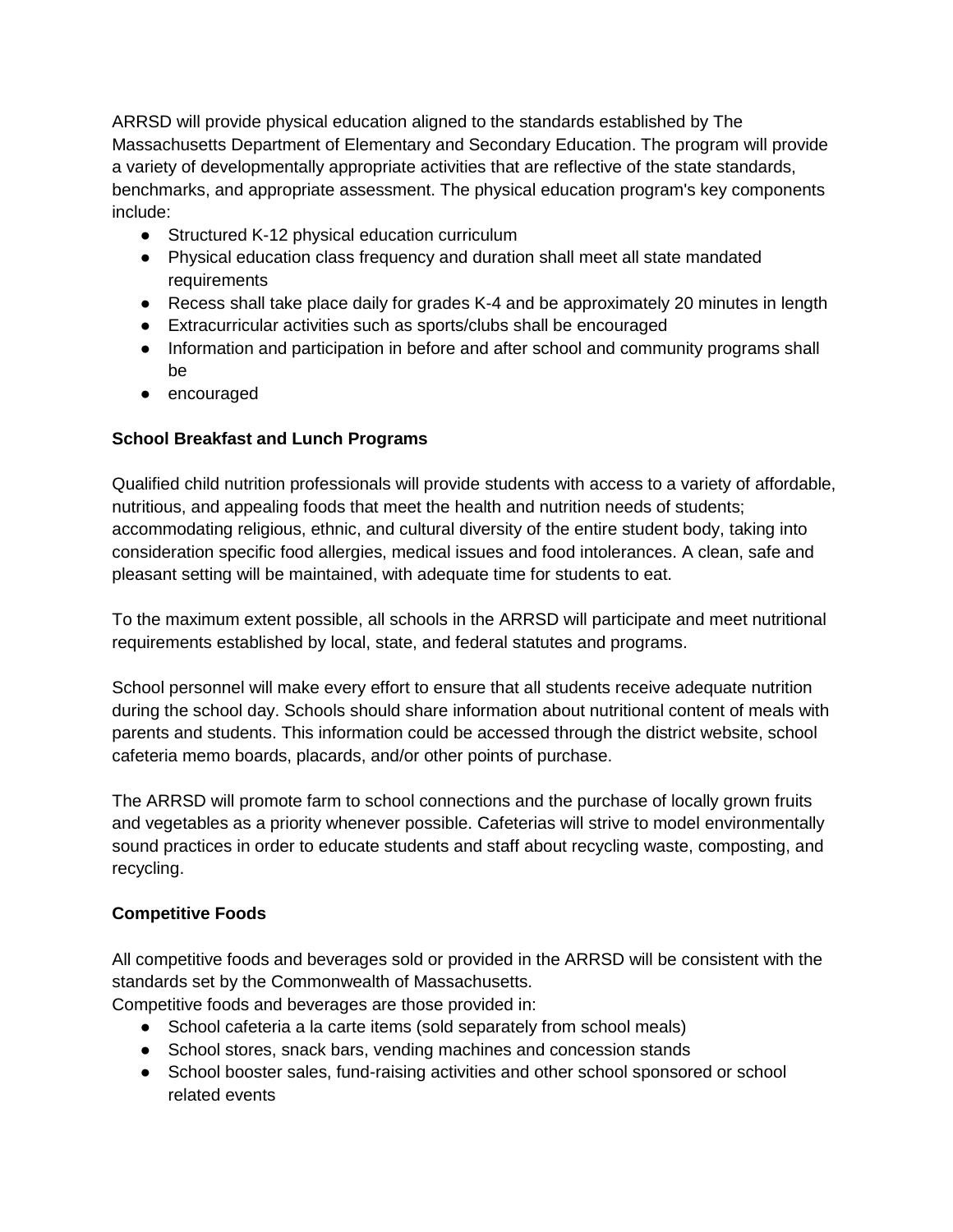ARRSD will provide physical education aligned to the standards established by The Massachusetts Department of Elementary and Secondary Education. The program will provide a variety of developmentally appropriate activities that are reflective of the state standards, benchmarks, and appropriate assessment. The physical education program's key components include:

- Structured K-12 physical education curriculum
- Physical education class frequency and duration shall meet all state mandated requirements
- Recess shall take place daily for grades K-4 and be approximately 20 minutes in length
- Extracurricular activities such as sports/clubs shall be encouraged
- Information and participation in before and after school and community programs shall be
- encouraged

**School Breakfast and Lunch Programs**

Qualified child nutrition professionals will provide students with access to a variety of affordable, nutritious, and appealing foods that meet the health and nutrition needs of students; accommodating religious, ethnic, and cultural diversity of the entire student body, taking into consideration specific food allergies, medical issues and food intolerances. A clean, safe and pleasant setting will be maintained, with adequate time for students to eat.

To the maximum extent possible, all schools in the ARRSD will participate and meet nutritional requirements established by local, state, and federal statutes and programs.

School personnel will make every effort to ensure that all students receive adequate nutrition during the school day. Schools should share information about nutritional content of meals with parents and students. This information could be accessed through the district website, school cafeteria memo boards, placards, and/or other points of purchase.

The ARRSD will promote farm to school connections and the purchase of locally grown fruits and vegetables as a priority whenever possible. Cafeterias will strive to model environmentally sound practices in order to educate students and staff about recycling waste, composting, and recycling.

**Competitive Foods**

All competitive foods and beverages sold or provided in the ARRSD will be consistent with the standards set by the Commonwealth of Massachusetts.
Competitive foods and beverages are those provided in:

- School cafeteria a la carte items (sold separately from school meals)
- School stores, snack bars, vending machines and concession stands
- School booster sales, fund-raising activities and other school sponsored or school related events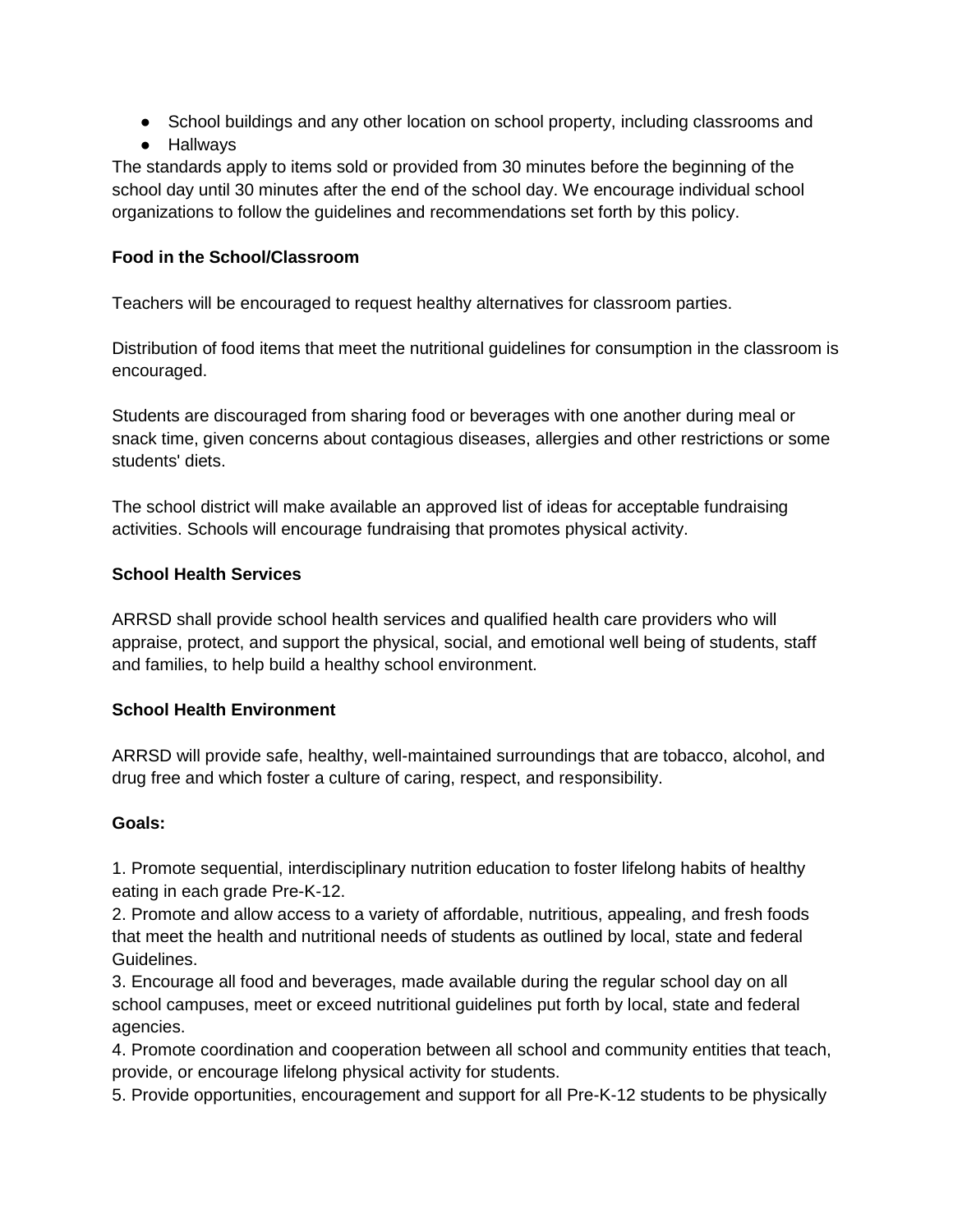- School buildings and any other location on school property, including classrooms and
- Hallways

The standards apply to items sold or provided from 30 minutes before the beginning of the school day until 30 minutes after the end of the school day. We encourage individual school organizations to follow the guidelines and recommendations set forth by this policy.

**Food in the School/Classroom**

Teachers will be encouraged to request healthy alternatives for classroom parties.

Distribution of food items that meet the nutritional guidelines for consumption in the classroom is encouraged.

Students are discouraged from sharing food or beverages with one another during meal or snack time, given concerns about contagious diseases, allergies and other restrictions or some students' diets.

The school district will make available an approved list of ideas for acceptable fundraising activities. Schools will encourage fundraising that promotes physical activity.

**School Health Services**

ARRSD shall provide school health services and qualified health care providers who will appraise, protect, and support the physical, social, and emotional well being of students, staff and families, to help build a healthy school environment.

**School Health Environment**

ARRSD will provide safe, healthy, well-maintained surroundings that are tobacco, alcohol, and drug free and which foster a culture of caring, respect, and responsibility.

**Goals:**

1. Promote sequential, interdisciplinary nutrition education to foster lifelong habits of healthy eating in each grade Pre-K-12.
2. Promote and allow access to a variety of affordable, nutritious, appealing, and fresh foods that meet the health and nutritional needs of students as outlined by local, state and federal Guidelines.
3. Encourage all food and beverages, made available during the regular school day on all school campuses, meet or exceed nutritional guidelines put forth by local, state and federal agencies.
4. Promote coordination and cooperation between all school and community entities that teach, provide, or encourage lifelong physical activity for students.
5. Provide opportunities, encouragement and support for all Pre-K-12 students to be physically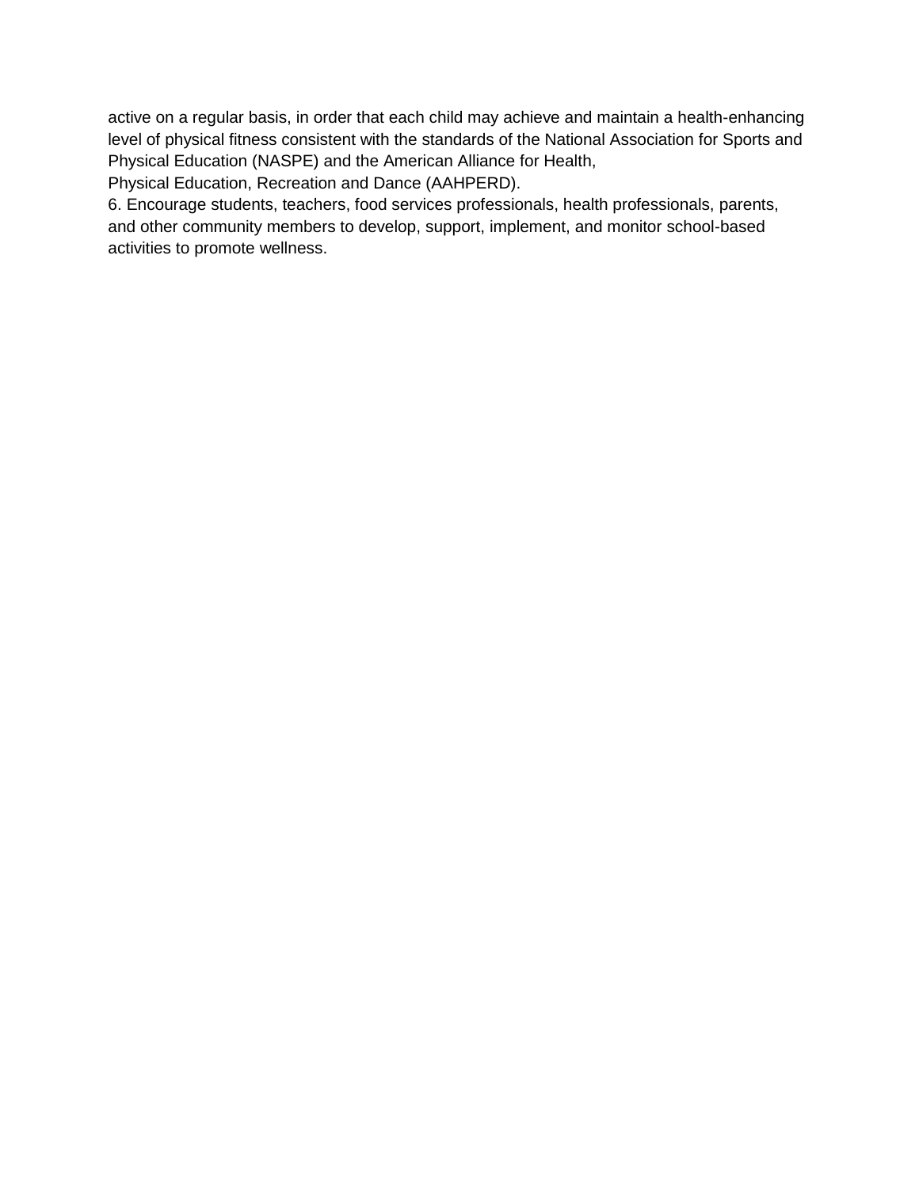active on a regular basis, in order that each child may achieve and maintain a health-enhancing level of physical fitness consistent with the standards of the National Association for Sports and Physical Education (NASPE) and the American Alliance for Health, Physical Education, Recreation and Dance (AAHPERD).

6. Encourage students, teachers, food services professionals, health professionals, parents, and other community members to develop, support, implement, and monitor school-based activities to promote wellness.